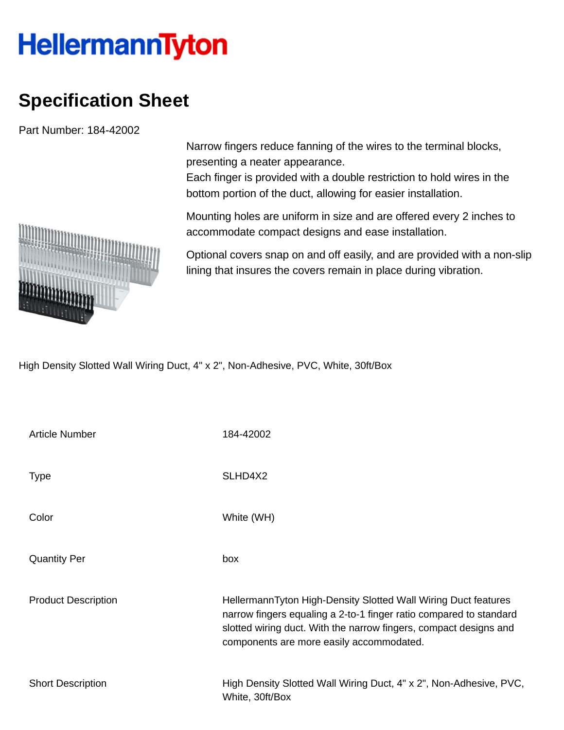HellermannTyton

# Specification Sheet

Part Number: 184-42002

Narrow fingers reduce fanning of the wires to the terminal blocks, presenting a neater appearance.
Each finger is provided with a double restriction to hold wires in the bottom portion of the duct, allowing for easier installation.

Mounting holes are uniform in size and are offered every 2 inches to accommodate compact designs and ease installation.

Optional covers snap on and off easily, and are provided with a non-slip lining that insures the covers remain in place during vibration.

High Density Slotted Wall Wiring Duct, 4" x 2", Non-Adhesive, PVC, White, 30ft/Box

| | |
|---|---|
| Article Number | 184-42002 |
| Type | SLHD4X2 |
| Color | White (WH) |
| Quantity Per | box |
| Product Description | HellermannTyton High-Density Slotted Wall Wiring Duct features narrow fingers equaling a 2-to-1 finger ratio compared to standard slotted wiring duct. With the narrow fingers, compact designs and components are more easily accommodated. |
| Short Description | High Density Slotted Wall Wiring Duct, 4" x 2", Non-Adhesive, PVC, White, 30ft/Box |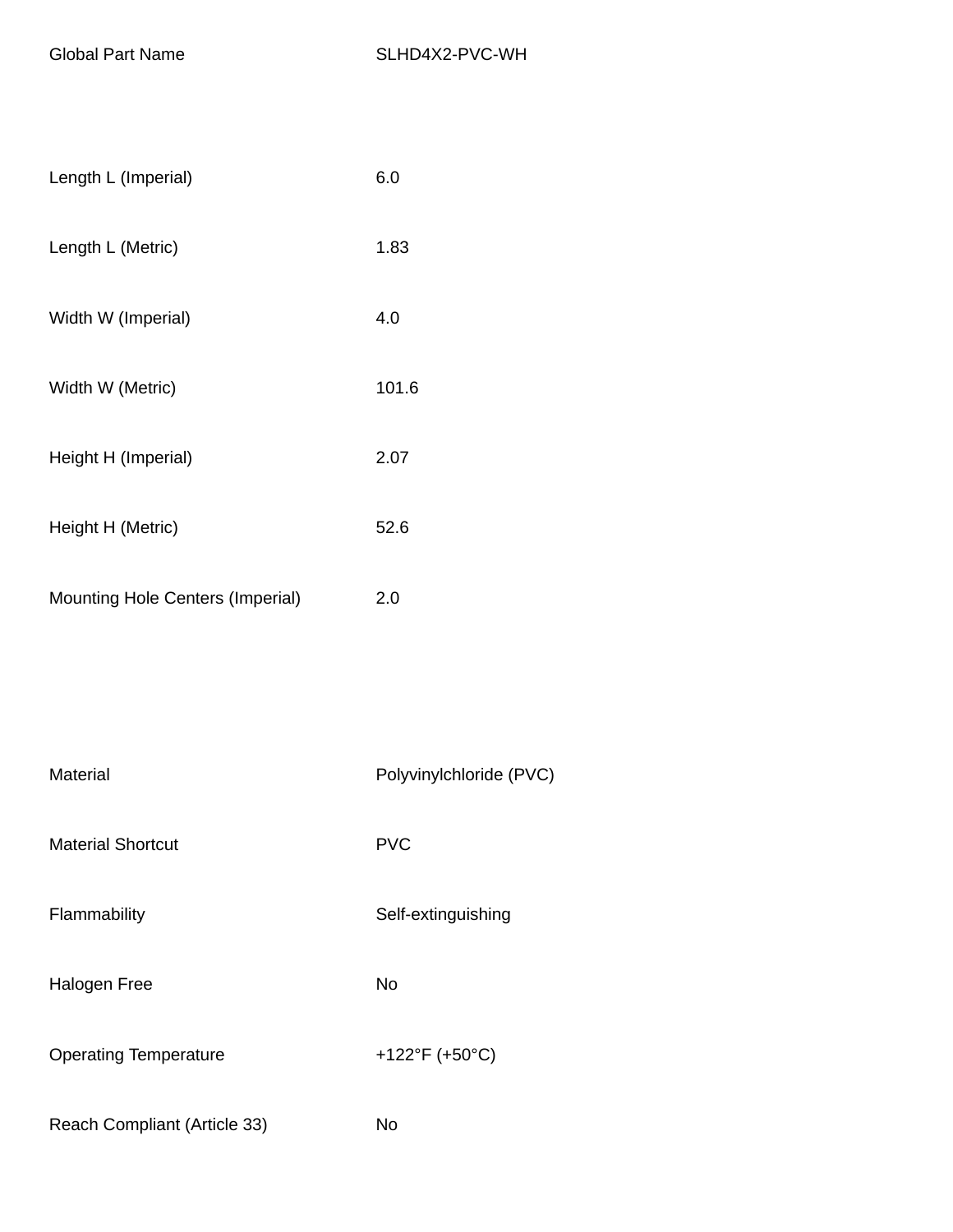| | |
|---|---|
| Global Part Name | SLHD4X2-PVC-WH |
| | |
| Length L (Imperial) | 6.0 |
| Length L (Metric) | 1.83 |
| Width W (Imperial) | 4.0 |
| Width W (Metric) | 101.6 |
| Height H (Imperial) | 2.07 |
| Height H (Metric) | 52.6 |
| Mounting Hole Centers (Imperial) | 2.0 |
| | |
| Material | Polyvinylchloride (PVC) |
| Material Shortcut | PVC |
| Flammability | Self-extinguishing |
| Halogen Free | No |
| Operating Temperature | +122°F (+50°C) |
| Reach Compliant (Article 33) | No |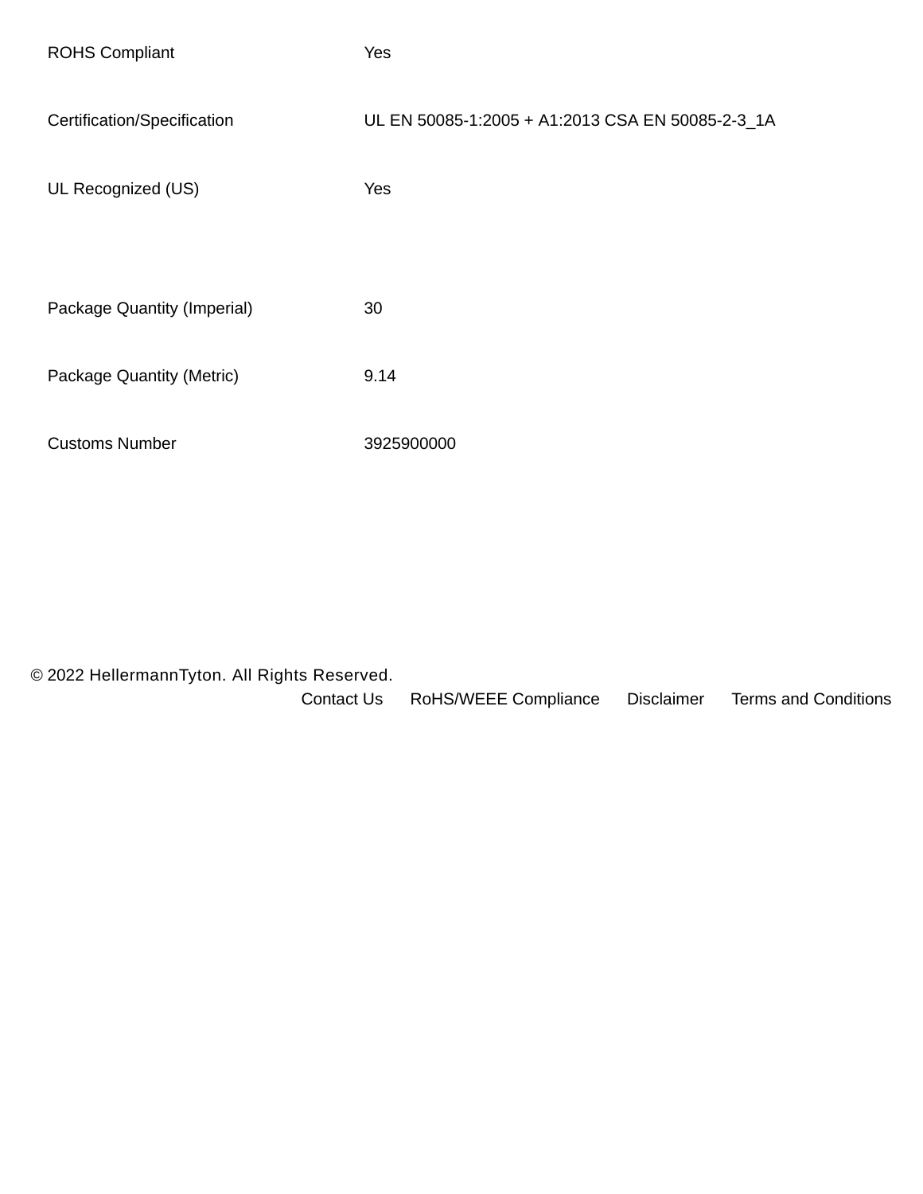| | |
|---|---|
| ROHS Compliant | Yes |
| Certification/Specification | UL EN 50085-1:2005 + A1:2013 CSA EN 50085-2-3_1A |
| UL Recognized (US) | Yes |

| | |
|---|---|
| Package Quantity (Imperial) | 30 |
| Package Quantity (Metric) | 9.14 |
| Customs Number | 3925900000 |

© 2022 HellermannTyton. All Rights Reserved.

Contact Us RoHS/WEEE Compliance Disclaimer Terms and Conditions